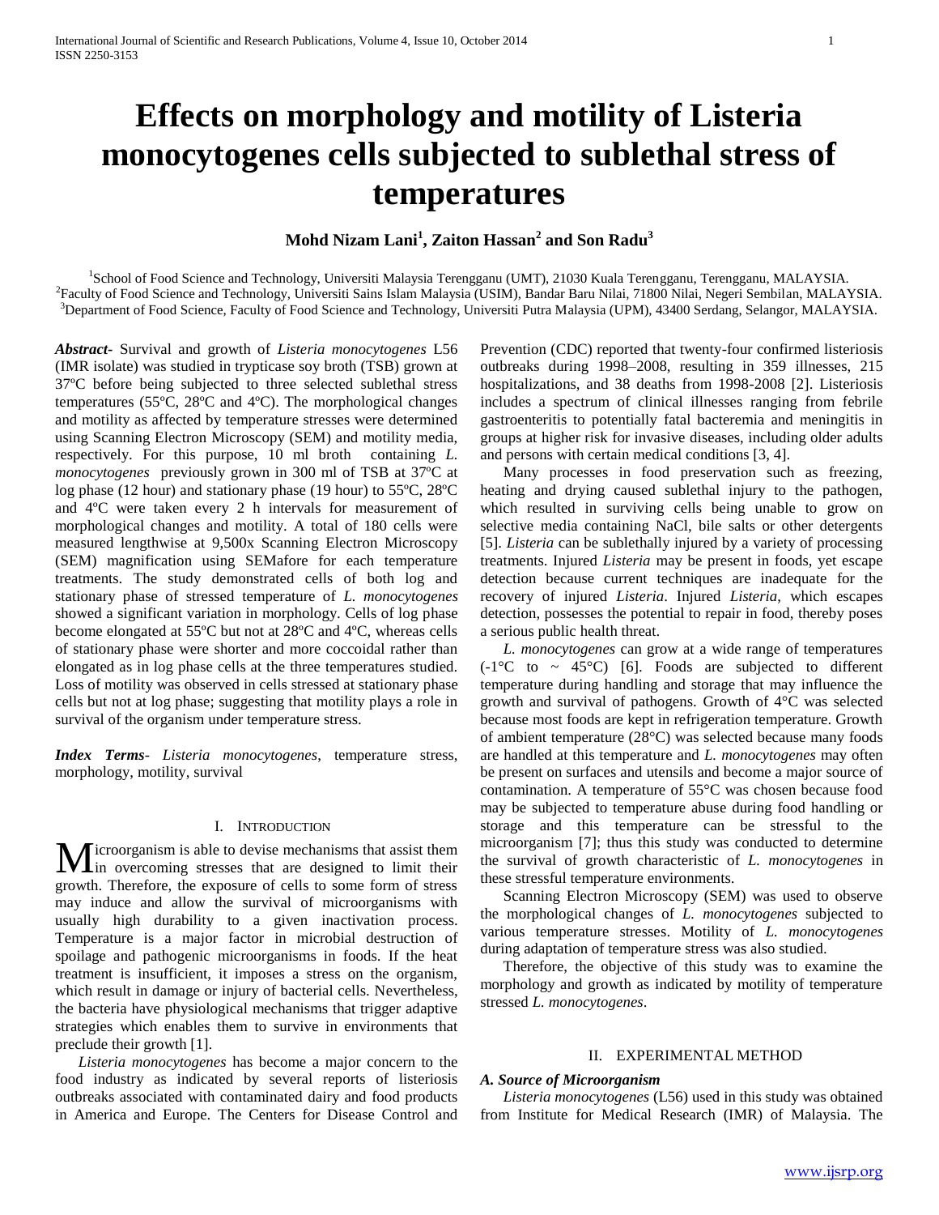# Effects on morphology and motility of Listeria monocytogenes cells subjected to sublethal stress of temperatures

**Mohd Nizam Lani[1], Zaiton Hassan[2] and Son Radu[3]**

[1]School of Food Science and Technology, Universiti Malaysia Terengganu (UMT), 21030 Kuala Terengganu, Terengganu, MALAYSIA.
[2]Faculty of Food Science and Technology, Universiti Sains Islam Malaysia (USIM), Bandar Baru Nilai, 71800 Nilai, Negeri Sembilan, MALAYSIA.
[3]Department of Food Science, Faculty of Food Science and Technology, Universiti Putra Malaysia (UPM), 43400 Serdang, Selangor, MALAYSIA.

***Abstract-*** Survival and growth of *Listeria monocytogenes* L56 (IMR isolate) was studied in trypticase soy broth (TSB) grown at 37ºC before being subjected to three selected sublethal stress temperatures (55ºC, 28ºC and 4ºC). The morphological changes and motility as affected by temperature stresses were determined using Scanning Electron Microscopy (SEM) and motility media, respectively. For this purpose, 10 ml broth containing *L. monocytogenes* previously grown in 300 ml of TSB at 37ºC at log phase (12 hour) and stationary phase (19 hour) to 55ºC, 28ºC and 4ºC were taken every 2 h intervals for measurement of morphological changes and motility. A total of 180 cells were measured lengthwise at 9,500x Scanning Electron Microscopy (SEM) magnification using SEMafore for each temperature treatments. The study demonstrated cells of both log and stationary phase of stressed temperature of *L. monocytogenes* showed a significant variation in morphology. Cells of log phase become elongated at 55ºC but not at 28ºC and 4ºC, whereas cells of stationary phase were shorter and more coccoidal rather than elongated as in log phase cells at the three temperatures studied. Loss of motility was observed in cells stressed at stationary phase cells but not at log phase; suggesting that motility plays a role in survival of the organism under temperature stress.

***Index Terms*-** *Listeria monocytogenes*, temperature stress, morphology, motility, survival

## I. Introduction

Microorganism is able to devise mechanisms that assist them in overcoming stresses that are designed to limit their growth. Therefore, the exposure of cells to some form of stress may induce and allow the survival of microorganisms with usually high durability to a given inactivation process. Temperature is a major factor in microbial destruction of spoilage and pathogenic microorganisms in foods. If the heat treatment is insufficient, it imposes a stress on the organism, which result in damage or injury of bacterial cells. Nevertheless, the bacteria have physiological mechanisms that trigger adaptive strategies which enables them to survive in environments that preclude their growth [1].

*Listeria monocytogenes* has become a major concern to the food industry as indicated by several reports of listeriosis outbreaks associated with contaminated dairy and food products in America and Europe. The Centers for Disease Control and Prevention (CDC) reported that twenty-four confirmed listeriosis outbreaks during 1998–2008, resulting in 359 illnesses, 215 hospitalizations, and 38 deaths from 1998-2008 [2]. Listeriosis includes a spectrum of clinical illnesses ranging from febrile gastroenteritis to potentially fatal bacteremia and meningitis in groups at higher risk for invasive diseases, including older adults and persons with certain medical conditions [3, 4].

Many processes in food preservation such as freezing, heating and drying caused sublethal injury to the pathogen, which resulted in surviving cells being unable to grow on selective media containing NaCl, bile salts or other detergents [5]. *Listeria* can be sublethally injured by a variety of processing treatments. Injured *Listeria* may be present in foods, yet escape detection because current techniques are inadequate for the recovery of injured *Listeria*. Injured *Listeria*, which escapes detection, possesses the potential to repair in food, thereby poses a serious public health threat.

*L. monocytogenes* can grow at a wide range of temperatures (-1°C to ~ 45°C) [6]. Foods are subjected to different temperature during handling and storage that may influence the growth and survival of pathogens. Growth of 4°C was selected because most foods are kept in refrigeration temperature. Growth of ambient temperature (28°C) was selected because many foods are handled at this temperature and *L. monocytogenes* may often be present on surfaces and utensils and become a major source of contamination. A temperature of 55°C was chosen because food may be subjected to temperature abuse during food handling or storage and this temperature can be stressful to the microorganism [7]; thus this study was conducted to determine the survival of growth characteristic of *L. monocytogenes* in these stressful temperature environments.

Scanning Electron Microscopy (SEM) was used to observe the morphological changes of *L. monocytogenes* subjected to various temperature stresses. Motility of *L. monocytogenes* during adaptation of temperature stress was also studied.

Therefore, the objective of this study was to examine the morphology and growth as indicated by motility of temperature stressed *L. monocytogenes*.

## II. Experimental Method

### *A. Source of Microorganism*

*Listeria monocytogenes* (L56) used in this study was obtained from Institute for Medical Research (IMR) of Malaysia. The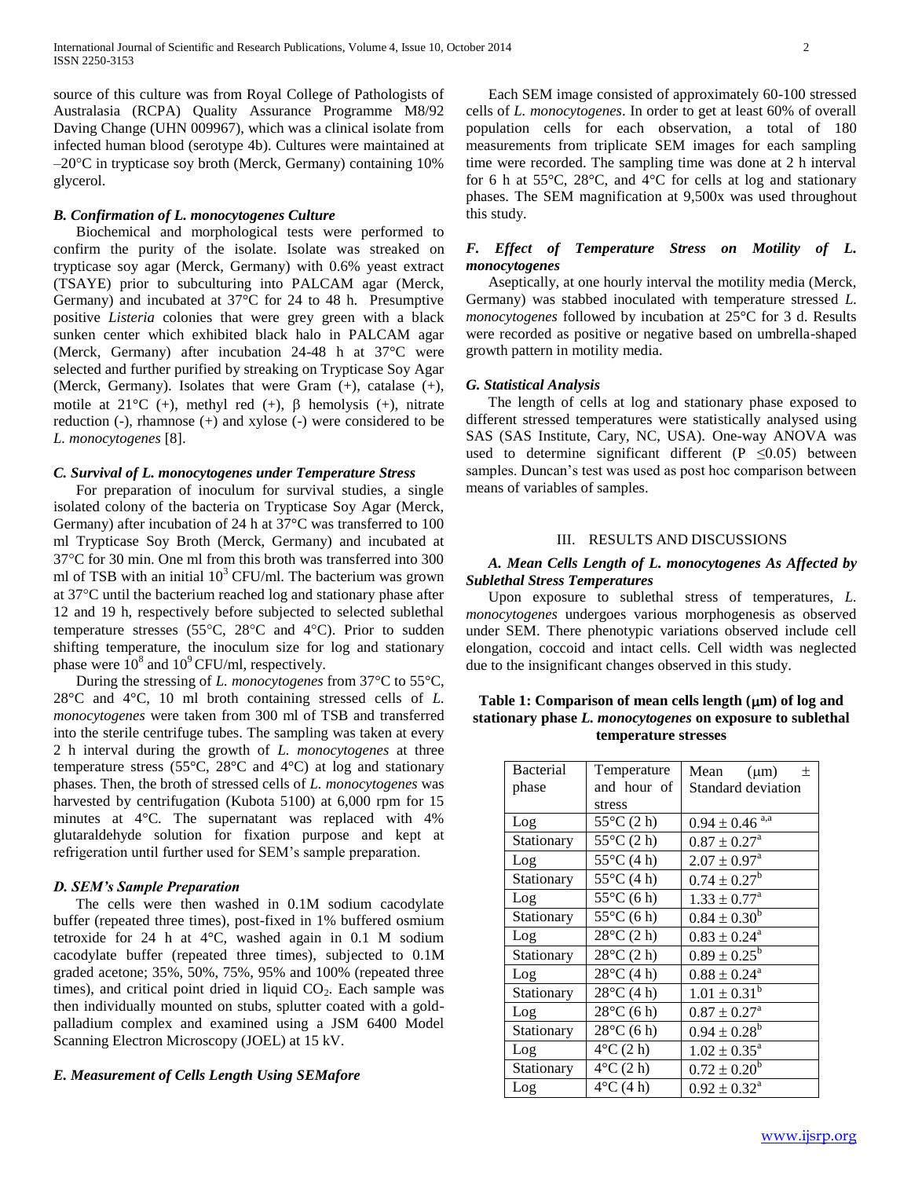source of this culture was from Royal College of Pathologists of Australasia (RCPA) Quality Assurance Programme M8/92 Daving Change (UHN 009967), which was a clinical isolate from infected human blood (serotype 4b). Cultures were maintained at –20°C in trypticase soy broth (Merck, Germany) containing 10% glycerol.

### *B. Confirmation of L. monocytogenes Culture*

Biochemical and morphological tests were performed to confirm the purity of the isolate. Isolate was streaked on trypticase soy agar (Merck, Germany) with 0.6% yeast extract (TSAYE) prior to subculturing into PALCAM agar (Merck, Germany) and incubated at 37°C for 24 to 48 h. Presumptive positive *Listeria* colonies that were grey green with a black sunken center which exhibited black halo in PALCAM agar (Merck, Germany) after incubation 24-48 h at 37°C were selected and further purified by streaking on Trypticase Soy Agar (Merck, Germany). Isolates that were Gram (+), catalase (+), motile at 21°C (+), methyl red (+), β hemolysis (+), nitrate reduction (-), rhamnose (+) and xylose (-) were considered to be *L. monocytogenes* [8].

### *C. Survival of L. monocytogenes under Temperature Stress*

For preparation of inoculum for survival studies, a single isolated colony of the bacteria on Trypticase Soy Agar (Merck, Germany) after incubation of 24 h at 37°C was transferred to 100 ml Trypticase Soy Broth (Merck, Germany) and incubated at 37°C for 30 min. One ml from this broth was transferred into 300 ml of TSB with an initial $10^3$ CFU/ml. The bacterium was grown at 37°C until the bacterium reached log and stationary phase after 12 and 19 h, respectively before subjected to selected sublethal temperature stresses (55°C, 28°C and 4°C). Prior to sudden shifting temperature, the inoculum size for log and stationary phase were $10^8$ and $10^9$ CFU/ml, respectively.

During the stressing of *L. monocytogenes* from 37°C to 55°C, 28°C and 4°C, 10 ml broth containing stressed cells of *L. monocytogenes* were taken from 300 ml of TSB and transferred into the sterile centrifuge tubes. The sampling was taken at every 2 h interval during the growth of *L. monocytogenes* at three temperature stress (55°C, 28°C and 4°C) at log and stationary phases. Then, the broth of stressed cells of *L. monocytogenes* was harvested by centrifugation (Kubota 5100) at 6,000 rpm for 15 minutes at 4°C. The supernatant was replaced with 4% glutaraldehyde solution for fixation purpose and kept at refrigeration until further used for SEM's sample preparation.

### *D. SEM's Sample Preparation*

The cells were then washed in 0.1M sodium cacodylate buffer (repeated three times), post-fixed in 1% buffered osmium tetroxide for 24 h at 4°C, washed again in 0.1 M sodium cacodylate buffer (repeated three times), subjected to 0.1M graded acetone; 35%, 50%, 75%, 95% and 100% (repeated three times), and critical point dried in liquid $CO_2$. Each sample was then individually mounted on stubs, splutter coated with a gold-palladium complex and examined using a JSM 6400 Model Scanning Electron Microscopy (JOEL) at 15 kV.

### *E. Measurement of Cells Length Using SEMafore*

Each SEM image consisted of approximately 60-100 stressed cells of *L. monocytogenes*. In order to get at least 60% of overall population cells for each observation, a total of 180 measurements from triplicate SEM images for each sampling time were recorded. The sampling time was done at 2 h interval for 6 h at 55°C, 28°C, and 4°C for cells at log and stationary phases. The SEM magnification at 9,500x was used throughout this study.

### *F. Effect of Temperature Stress on Motility of L. monocytogenes*

Aseptically, at one hourly interval the motility media (Merck, Germany) was stabbed inoculated with temperature stressed *L. monocytogenes* followed by incubation at 25°C for 3 d. Results were recorded as positive or negative based on umbrella-shaped growth pattern in motility media.

### *G. Statistical Analysis*

The length of cells at log and stationary phase exposed to different stressed temperatures were statistically analysed using SAS (SAS Institute, Cary, NC, USA). One-way ANOVA was used to determine significant different ($P \leq 0.05$) between samples. Duncan's test was used as post hoc comparison between means of variables of samples.

## III. RESULTS AND DISCUSSIONS

### *A. Mean Cells Length of L. monocytogenes As Affected by Sublethal Stress Temperatures*

Upon exposure to sublethal stress of temperatures, *L. monocytogenes* undergoes various morphogenesis as observed under SEM. There phenotypic variations observed include cell elongation, coccoid and intact cells. Cell width was neglected due to the insignificant changes observed in this study.

**Table 1: Comparison of mean cells length (μm) of log and stationary phase *L. monocytogenes* on exposure to sublethal temperature stresses**

| Bacterial phase | Temperature and hour of stress | Mean (μm) ± Standard deviation |
|---|---|---|
| Log | 55°C (2 h) | $0.94 \pm 0.46^{a,a}$ |
| Stationary | 55°C (2 h) | $0.87 \pm 0.27^{a}$ |
| Log | 55°C (4 h) | $2.07 \pm 0.97^{a}$ |
| Stationary | 55°C (4 h) | $0.74 \pm 0.27^{b}$ |
| Log | 55°C (6 h) | $1.33 \pm 0.77^{a}$ |
| Stationary | 55°C (6 h) | $0.84 \pm 0.30^{b}$ |
| Log | 28°C (2 h) | $0.83 \pm 0.24^{a}$ |
| Stationary | 28°C (2 h) | $0.89 \pm 0.25^{b}$ |
| Log | 28°C (4 h) | $0.88 \pm 0.24^{a}$ |
| Stationary | 28°C (4 h) | $1.01 \pm 0.31^{b}$ |
| Log | 28°C (6 h) | $0.87 \pm 0.27^{a}$ |
| Stationary | 28°C (6 h) | $0.94 \pm 0.28^{b}$ |
| Log | 4°C (2 h) | $1.02 \pm 0.35^{a}$ |
| Stationary | 4°C (2 h) | $0.72 \pm 0.20^{b}$ |
| Log | 4°C (4 h) | $0.92 \pm 0.32^{a}$ |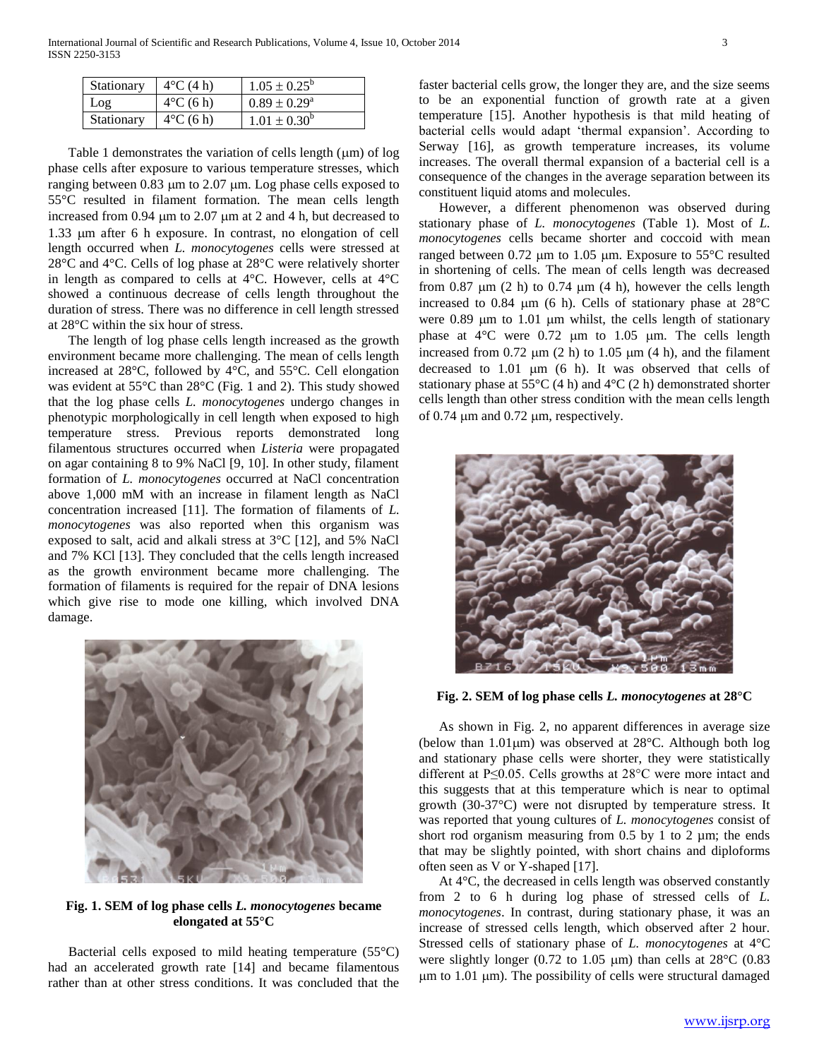| Stationary | 4°C (4 h) | $1.05 \pm 0.25^b$ |
| --- | --- | --- |
| Log | 4°C (6 h) | $0.89 \pm 0.29^a$ |
| Stationary | 4°C (6 h) | $1.01 \pm 0.30^b$ |

Table 1 demonstrates the variation of cells length (μm) of log phase cells after exposure to various temperature stresses, which ranging between 0.83 μm to 2.07 μm. Log phase cells exposed to 55°C resulted in filament formation. The mean cells length increased from 0.94 μm to 2.07 μm at 2 and 4 h, but decreased to 1.33 μm after 6 h exposure. In contrast, no elongation of cell length occurred when *L. monocytogenes* cells were stressed at 28°C and 4°C. Cells of log phase at 28°C were relatively shorter in length as compared to cells at 4°C. However, cells at 4°C showed a continuous decrease of cells length throughout the duration of stress. There was no difference in cell length stressed at 28°C within the six hour of stress.

The length of log phase cells length increased as the growth environment became more challenging. The mean of cells length increased at 28°C, followed by 4°C, and 55°C. Cell elongation was evident at 55°C than 28°C (Fig. 1 and 2). This study showed that the log phase cells *L. monocytogenes* undergo changes in phenotypic morphologically in cell length when exposed to high temperature stress. Previous reports demonstrated long filamentous structures occurred when *Listeria* were propagated on agar containing 8 to 9% NaCl [9, 10]. In other study, filament formation of *L. monocytogenes* occurred at NaCl concentration above 1,000 mM with an increase in filament length as NaCl concentration increased [11]. The formation of filaments of *L. monocytogenes* was also reported when this organism was exposed to salt, acid and alkali stress at 3°C [12], and 5% NaCl and 7% KCl [13]. They concluded that the cells length increased as the growth environment became more challenging. The formation of filaments is required for the repair of DNA lesions which give rise to mode one killing, which involved DNA damage.

**Fig. 1. SEM of log phase cells *L. monocytogenes* became elongated at 55°C**

Bacterial cells exposed to mild heating temperature (55°C) had an accelerated growth rate [14] and became filamentous rather than at other stress conditions. It was concluded that the faster bacterial cells grow, the longer they are, and the size seems to be an exponential function of growth rate at a given temperature [15]. Another hypothesis is that mild heating of bacterial cells would adapt 'thermal expansion'. According to Serway [16], as growth temperature increases, its volume increases. The overall thermal expansion of a bacterial cell is a consequence of the changes in the average separation between its constituent liquid atoms and molecules.

However, a different phenomenon was observed during stationary phase of *L. monocytogenes* (Table 1). Most of *L. monocytogenes* cells became shorter and coccoid with mean ranged between 0.72 μm to 1.05 μm. Exposure to 55°C resulted in shortening of cells. The mean of cells length was decreased from 0.87 μm (2 h) to 0.74 μm (4 h), however the cells length increased to 0.84 μm (6 h). Cells of stationary phase at 28°C were 0.89 μm to 1.01 μm whilst, the cells length of stationary phase at 4°C were 0.72 μm to 1.05 μm. The cells length increased from 0.72 μm (2 h) to 1.05 μm (4 h), and the filament decreased to 1.01 μm (6 h). It was observed that cells of stationary phase at 55°C (4 h) and 4°C (2 h) demonstrated shorter cells length than other stress condition with the mean cells length of 0.74 μm and 0.72 μm, respectively.

**Fig. 2. SEM of log phase cells *L. monocytogenes* at 28°C**

As shown in Fig. 2, no apparent differences in average size (below than 1.01μm) was observed at 28°C. Although both log and stationary phase cells were shorter, they were statistically different at $P \leq 0.05$. Cells growths at 28°C were more intact and this suggests that at this temperature which is near to optimal growth (30-37°C) were not disrupted by temperature stress. It was reported that young cultures of *L. monocytogenes* consist of short rod organism measuring from 0.5 by 1 to 2 μm; the ends that may be slightly pointed, with short chains and diploforms often seen as V or Y-shaped [17].

At 4°C, the decreased in cells length was observed constantly from 2 to 6 h during log phase of stressed cells of *L. monocytogenes*. In contrast, during stationary phase, it was an increase of stressed cells length, which observed after 2 hour. Stressed cells of stationary phase of *L. monocytogenes* at 4°C were slightly longer (0.72 to 1.05 μm) than cells at 28°C (0.83 μm to 1.01 μm). The possibility of cells were structural damaged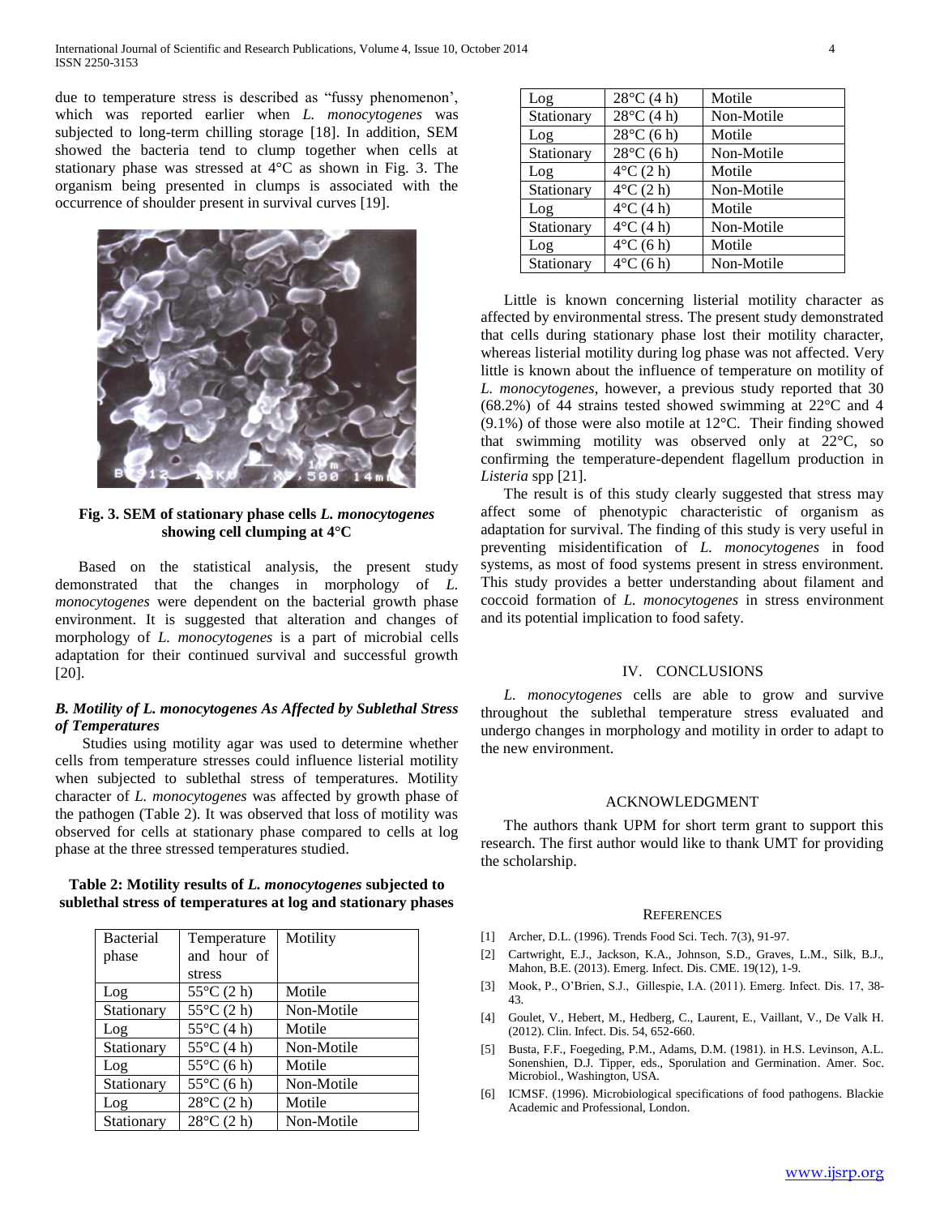due to temperature stress is described as "fussy phenomenon', which was reported earlier when *L. monocytogenes* was subjected to long-term chilling storage [18]. In addition, SEM showed the bacteria tend to clump together when cells at stationary phase was stressed at 4°C as shown in Fig. 3. The organism being presented in clumps is associated with the occurrence of shoulder present in survival curves [19].

**Fig. 3. SEM of stationary phase cells *L. monocytogenes* showing cell clumping at 4°C**

Based on the statistical analysis, the present study demonstrated that the changes in morphology of *L. monocytogenes* were dependent on the bacterial growth phase environment. It is suggested that alteration and changes of morphology of *L. monocytogenes* is a part of microbial cells adaptation for their continued survival and successful growth [20].

### *B. Motility of L. monocytogenes As Affected by Sublethal Stress of Temperatures*

Studies using motility agar was used to determine whether cells from temperature stresses could influence listerial motility when subjected to sublethal stress of temperatures. Motility character of *L. monocytogenes* was affected by growth phase of the pathogen (Table 2). It was observed that loss of motility was observed for cells at stationary phase compared to cells at log phase at the three stressed temperatures studied.

**Table 2: Motility results of *L. monocytogenes* subjected to sublethal stress of temperatures at log and stationary phases**

| Bacterial phase | Temperature and hour of stress | Motility |
|---|---|---|
| Log | 55°C (2 h) | Motile |
| Stationary | 55°C (2 h) | Non-Motile |
| Log | 55°C (4 h) | Motile |
| Stationary | 55°C (4 h) | Non-Motile |
| Log | 55°C (6 h) | Motile |
| Stationary | 55°C (6 h) | Non-Motile |
| Log | 28°C (2 h) | Motile |
| Stationary | 28°C (2 h) | Non-Motile |
| Log | 28°C (4 h) | Motile |
| Stationary | 28°C (4 h) | Non-Motile |
| Log | 28°C (6 h) | Motile |
| Stationary | 28°C (6 h) | Non-Motile |
| Log | 4°C (2 h) | Motile |
| Stationary | 4°C (2 h) | Non-Motile |
| Log | 4°C (4 h) | Motile |
| Stationary | 4°C (4 h) | Non-Motile |
| Log | 4°C (6 h) | Motile |
| Stationary | 4°C (6 h) | Non-Motile |

Little is known concerning listerial motility character as affected by environmental stress. The present study demonstrated that cells during stationary phase lost their motility character, whereas listerial motility during log phase was not affected. Very little is known about the influence of temperature on motility of *L. monocytogenes*, however, a previous study reported that 30 (68.2%) of 44 strains tested showed swimming at 22°C and 4 (9.1%) of those were also motile at 12°C. Their finding showed that swimming motility was observed only at 22°C, so confirming the temperature-dependent flagellum production in *Listeria* spp [21].

The result is of this study clearly suggested that stress may affect some of phenotypic characteristic of organism as adaptation for survival. The finding of this study is very useful in preventing misidentification of *L. monocytogenes* in food systems, as most of food systems present in stress environment. This study provides a better understanding about filament and coccoid formation of *L. monocytogenes* in stress environment and its potential implication to food safety.

## IV. CONCLUSIONS

*L. monocytogenes* cells are able to grow and survive throughout the sublethal temperature stress evaluated and undergo changes in morphology and motility in order to adapt to the new environment.

## ACKNOWLEDGMENT

The authors thank UPM for short term grant to support this research. The first author would like to thank UMT for providing the scholarship.

## REFERENCES

[1] Archer, D.L. (1996). Trends Food Sci. Tech. 7(3), 91-97.

[2] Cartwright, E.J., Jackson, K.A., Johnson, S.D., Graves, L.M., Silk, B.J., Mahon, B.E. (2013). Emerg. Infect. Dis. CME. 19(12), 1-9.

[3] Mook, P., O'Brien, S.J., Gillespie, I.A. (2011). Emerg. Infect. Dis. 17, 38-43.

[4] Goulet, V., Hebert, M., Hedberg, C., Laurent, E., Vaillant, V., De Valk H. (2012). Clin. Infect. Dis. 54, 652-660.

[5] Busta, F.F., Foegeding, P.M., Adams, D.M. (1981). in H.S. Levinson, A.L. Sonenshien, D.J. Tipper, eds., Sporulation and Germination. Amer. Soc. Microbiol., Washington, USA.

[6] ICMSF. (1996). Microbiological specifications of food pathogens. Blackie Academic and Professional, London.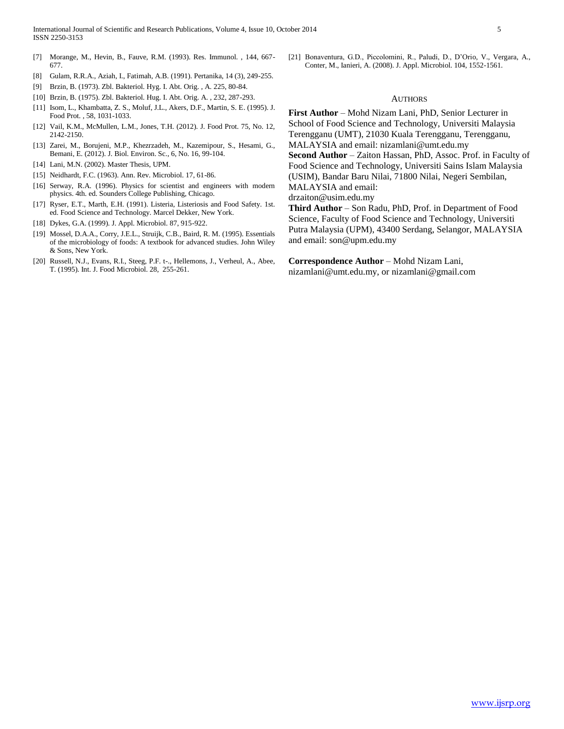[7] Morange, M., Hevin, B., Fauve, R.M. (1993). Res. Immunol. , 144, 667-677.

[8] Gulam, R.R.A., Aziah, I., Fatimah, A.B. (1991). Pertanika, 14 (3), 249-255.

[9] Brzin, B. (1973). Zbl. Bakteriol. Hyg. I. Abt. Orig. , A. 225, 80-84.

[10] Brzin, B. (1975). Zbl. Bakteriol. Hug. I. Abt. Orig. A. , 232, 287-293.

[11] Isom, L., Khambatta, Z. S., Moluf, J.L., Akers, D.F., Martin, S. E. (1995). J. Food Prot. , 58, 1031-1033.

[12] Vail, K.M., McMullen, L.M., Jones, T.H. (2012). J. Food Prot. 75, No. 12, 2142-2150.

[13] Zarei, M., Borujeni, M.P., Khezrzadeh, M., Kazemipour, S., Hesami, G., Bemani, E. (2012). J. Biol. Environ. Sc., 6, No. 16, 99-104.

[14] Lani, M.N. (2002). Master Thesis, UPM.

[15] Neidhardt, F.C. (1963). Ann. Rev. Microbiol. 17, 61-86.

[16] Serway, R.A. (1996). Physics for scientist and engineers with modern physics. 4th. ed. Sounders College Publishing, Chicago.

[17] Ryser, E.T., Marth, E.H. (1991). Listeria, Listeriosis and Food Safety. 1st. ed. Food Science and Technology. Marcel Dekker, New York.

[18] Dykes, G.A. (1999). J. Appl. Microbiol. 87, 915-922.

[19] Mossel, D.A.A., Corry, J.E.L., Struijk, C.B., Baird, R. M. (1995). Essentials of the microbiology of foods: A textbook for advanced studies. John Wiley & Sons, New York.

[20] Russell, N.J., Evans, R.I., Steeg, P.F. t-., Hellemons, J., Verheul, A., Abee, T. (1995). Int. J. Food Microbiol. 28, 255-261.

[21] Bonaventura, G.D., Piccolomini, R., Paludi, D., D'Orio, V., Vergara, A., Conter, M., Ianieri, A. (2008). J. Appl. Microbiol. 104, 1552-1561.

## AUTHORS

**First Author** – Mohd Nizam Lani, PhD, Senior Lecturer in School of Food Science and Technology, Universiti Malaysia Terengganu (UMT), 21030 Kuala Terengganu, Terengganu, MALAYSIA and email: nizamlani@umt.edu.my

**Second Author** – Zaiton Hassan, PhD, Assoc. Prof. in Faculty of Food Science and Technology, Universiti Sains Islam Malaysia (USIM), Bandar Baru Nilai, 71800 Nilai, Negeri Sembilan, MALAYSIA and email: drzaiton@usim.edu.my

**Third Author** – Son Radu, PhD, Prof. in Department of Food Science, Faculty of Food Science and Technology, Universiti Putra Malaysia (UPM), 43400 Serdang, Selangor, MALAYSIA and email: son@upm.edu.my

**Correspondence Author** – Mohd Nizam Lani, nizamlani@umt.edu.my, or nizamlani@gmail.com